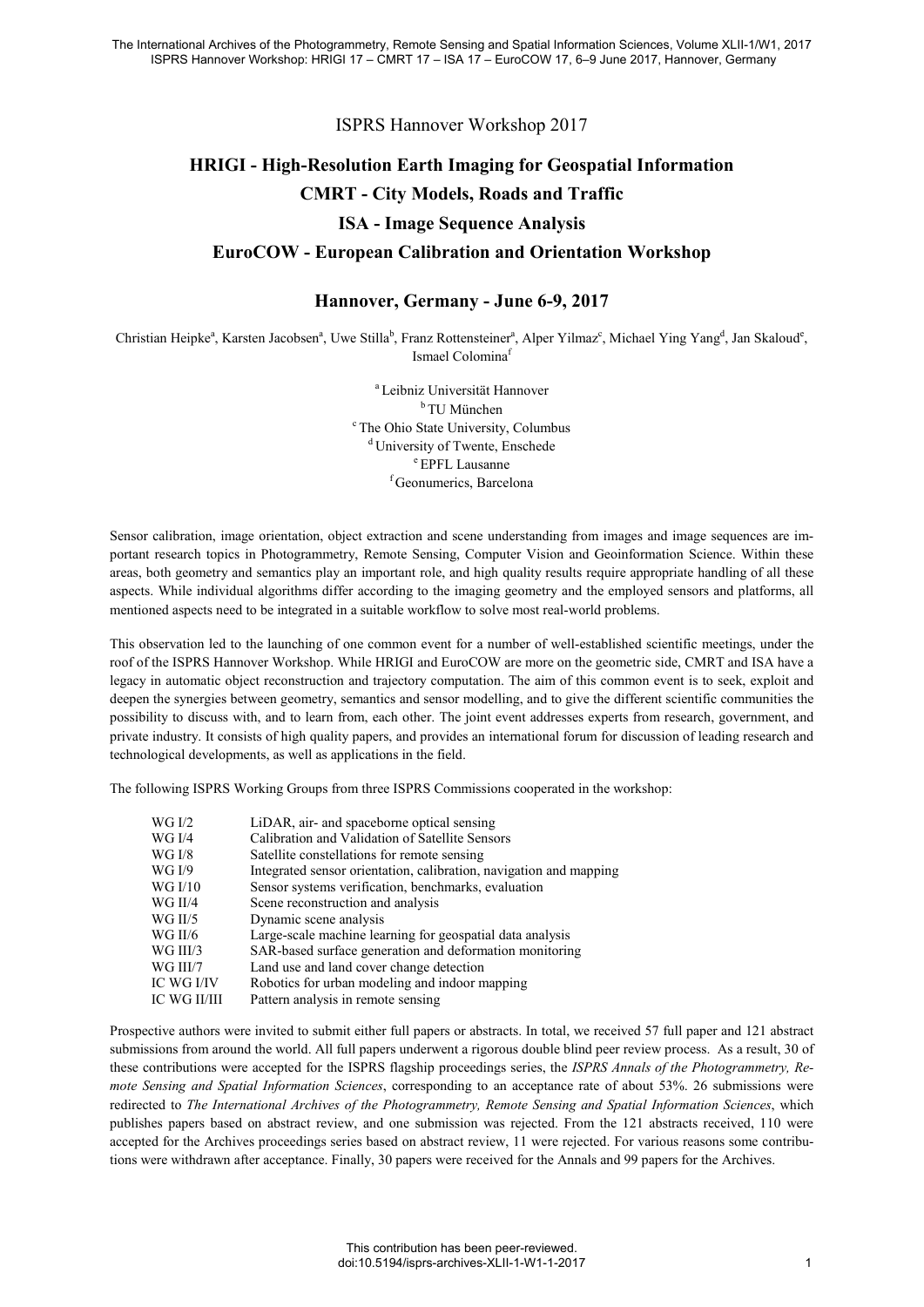ISPRS Hannover Workshop 2017

# HRIGI - High-Resolution Earth Imaging for Geospatial Information

# CMRT - City Models, Roads and Traffic

# ISA - Image Sequence Analysis

# EuroCOW - European Calibration and Orientation Workshop

## Hannover, Germany - June 6-9, 2017

Christian Heipke[a], Karsten Jacobsen[a], Uwe Stilla[b], Franz Rottensteiner[a], Alper Yilmaz[c], Michael Ying Yang[d], Jan Skaloud[e], Ismael Colomina[f]

[a] Leibniz Universität Hannover
[b] TU München
[c] The Ohio State University, Columbus
[d] University of Twente, Enschede
[e] EPFL Lausanne
[f] Geonumerics, Barcelona

Sensor calibration, image orientation, object extraction and scene understanding from images and image sequences are important research topics in Photogrammetry, Remote Sensing, Computer Vision and Geoinformation Science. Within these areas, both geometry and semantics play an important role, and high quality results require appropriate handling of all these aspects. While individual algorithms differ according to the imaging geometry and the employed sensors and platforms, all mentioned aspects need to be integrated in a suitable workflow to solve most real-world problems.

This observation led to the launching of one common event for a number of well-established scientific meetings, under the roof of the ISPRS Hannover Workshop. While HRIGI and EuroCOW are more on the geometric side, CMRT and ISA have a legacy in automatic object reconstruction and trajectory computation. The aim of this common event is to seek, exploit and deepen the synergies between geometry, semantics and sensor modelling, and to give the different scientific communities the possibility to discuss with, and to learn from, each other. The joint event addresses experts from research, government, and private industry. It consists of high quality papers, and provides an international forum for discussion of leading research and technological developments, as well as applications in the field.

The following ISPRS Working Groups from three ISPRS Commissions cooperated in the workshop:

| | |
|---|---|
| WG I/2 | LiDAR, air- and spaceborne optical sensing |
| WG I/4 | Calibration and Validation of Satellite Sensors |
| WG I/8 | Satellite constellations for remote sensing |
| WG I/9 | Integrated sensor orientation, calibration, navigation and mapping |
| WG I/10 | Sensor systems verification, benchmarks, evaluation |
| WG II/4 | Scene reconstruction and analysis |
| WG II/5 | Dynamic scene analysis |
| WG II/6 | Large-scale machine learning for geospatial data analysis |
| WG III/3 | SAR-based surface generation and deformation monitoring |
| WG III/7 | Land use and land cover change detection |
| IC WG I/IV | Robotics for urban modeling and indoor mapping |
| IC WG II/III | Pattern analysis in remote sensing |

Prospective authors were invited to submit either full papers or abstracts. In total, we received 57 full paper and 121 abstract submissions from around the world. All full papers underwent a rigorous double blind peer review process. As a result, 30 of these contributions were accepted for the ISPRS flagship proceedings series, the *ISPRS Annals of the Photogrammetry, Remote Sensing and Spatial Information Sciences*, corresponding to an acceptance rate of about 53%. 26 submissions were redirected to *The International Archives of the Photogrammetry, Remote Sensing and Spatial Information Sciences*, which publishes papers based on abstract review, and one submission was rejected. From the 121 abstracts received, 110 were accepted for the Archives proceedings series based on abstract review, 11 were rejected. For various reasons some contributions were withdrawn after acceptance. Finally, 30 papers were received for the Annals and 99 papers for the Archives.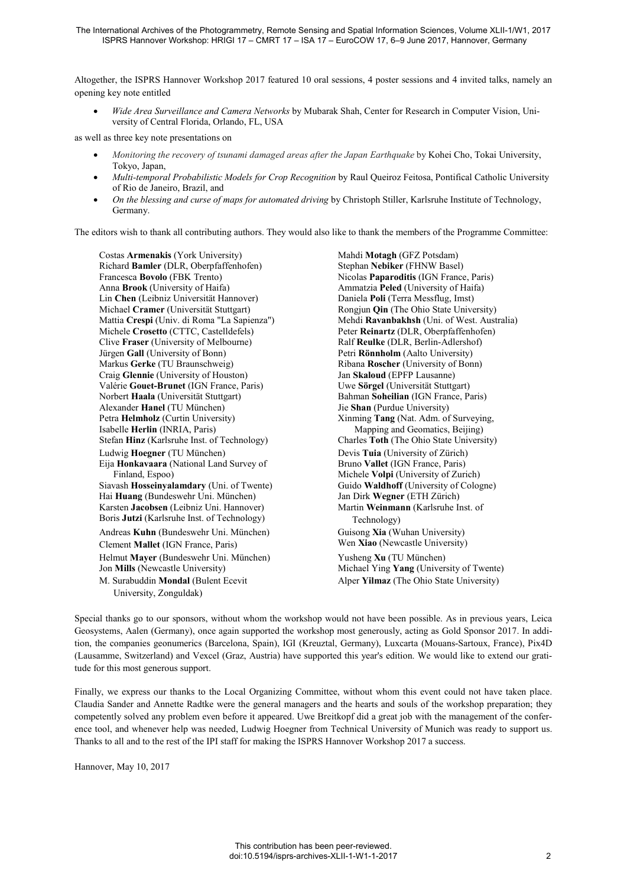Altogether, the ISPRS Hannover Workshop 2017 featured 10 oral sessions, 4 poster sessions and 4 invited talks, namely an opening key note entitled

- *Wide Area Surveillance and Camera Networks* by Mubarak Shah, Center for Research in Computer Vision, University of Central Florida, Orlando, FL, USA

as well as three key note presentations on

- *Monitoring the recovery of tsunami damaged areas after the Japan Earthquake* by Kohei Cho, Tokai University, Tokyo, Japan,
- *Multi-temporal Probabilistic Models for Crop Recognition* by Raul Queiroz Feitosa, Pontifical Catholic University of Rio de Janeiro, Brazil, and
- *On the blessing and curse of maps for automated driving* by Christoph Stiller, Karlsruhe Institute of Technology, Germany.

The editors wish to thank all contributing authors. They would also like to thank the members of the Programme Committee:

Costas **Armenakis** (York University)
Richard **Bamler** (DLR, Oberpfaffenhofen)
Francesca **Bovolo** (FBK Trento)
Anna **Brook** (University of Haifa)
Lin **Chen** (Leibniz Universität Hannover)
Michael **Cramer** (Universität Stuttgart)
Mattia **Crespi** (Univ. di Roma "La Sapienza")
Michele **Crosetto** (CTTC, Castelldefels)
Clive **Fraser** (University of Melbourne)
Jürgen **Gall** (University of Bonn)
Markus **Gerke** (TU Braunschweig)
Craig **Glennie** (University of Houston)
Valérie **Gouet-Brunet** (IGN France, Paris)
Norbert **Haala** (Universität Stuttgart)
Alexander **Hanel** (TU München)
Petra **Helmholz** (Curtin University)
Isabelle **Herlin** (INRIA, Paris)
Stefan **Hinz** (Karlsruhe Inst. of Technology)
Ludwig **Hoegner** (TU München)
Eija **Honkavaara** (National Land Survey of Finland, Espoo)
Siavash **Hosseinyalamdary** (Uni. of Twente)
Hai **Huang** (Bundeswehr Uni. München)
Karsten **Jacobsen** (Leibniz Uni. Hannover)
Boris **Jutzi** (Karlsruhe Inst. of Technology)
Andreas **Kuhn** (Bundeswehr Uni. München)
Clement **Mallet** (IGN France, Paris)
Helmut **Mayer** (Bundeswehr Uni. München)
Jon **Mills** (Newcastle University)
M. Surabuddin **Mondal** (Bulent Ecevit University, Zonguldak)
Mahdi **Motagh** (GFZ Potsdam)
Stephan **Nebiker** (FHNW Basel)
Nicolas **Paparoditis** (IGN France, Paris)
Ammatzia **Peled** (University of Haifa)
Daniela **Poli** (Terra Messflug, Imst)
Rongjun **Qin** (The Ohio State University)
Mehdi **Ravanbakhsh** (Uni. of West. Australia)
Peter **Reinartz** (DLR, Oberpfaffenhofen)
Ralf **Reulke** (DLR, Berlin-Adlershof)
Petri **Rönnholm** (Aalto University)
Ribana **Roscher** (University of Bonn)
Jan **Skaloud** (EPFP Lausanne)
Uwe **Sörgel** (Universität Stuttgart)
Bahman **Soheilian** (IGN France, Paris)
Jie **Shan** (Purdue University)
Xinming **Tang** (Nat. Adm. of Surveying, Mapping and Geomatics, Beijing)
Charles **Toth** (The Ohio State University)
Devis **Tuia** (University of Zürich)
Bruno **Vallet** (IGN France, Paris)
Michele **Volpi** (University of Zurich)
Guido **Waldhoff** (University of Cologne)
Jan Dirk **Wegner** (ETH Zürich)
Martin **Weinmann** (Karlsruhe Inst. of Technology)
Guisong **Xia** (Wuhan University)
Wen **Xiao** (Newcastle University)
Yusheng **Xu** (TU München)
Michael Ying **Yang** (University of Twente)
Alper **Yilmaz** (The Ohio State University)

Special thanks go to our sponsors, without whom the workshop would not have been possible. As in previous years, Leica Geosystems, Aalen (Germany), once again supported the workshop most generously, acting as Gold Sponsor 2017. In addition, the companies geonumerics (Barcelona, Spain), IGI (Kreuztal, Germany), Luxcarta (Mouans-Sartoux, France), Pix4D (Lausamme, Switzerland) and Vexcel (Graz, Austria) have supported this year's edition. We would like to extend our gratitude for this most generous support.

Finally, we express our thanks to the Local Organizing Committee, without whom this event could not have taken place. Claudia Sander and Annette Radtke were the general managers and the hearts and souls of the workshop preparation; they competently solved any problem even before it appeared. Uwe Breitkopf did a great job with the management of the conference tool, and whenever help was needed, Ludwig Hoegner from Technical University of Munich was ready to support us. Thanks to all and to the rest of the IPI staff for making the ISPRS Hannover Workshop 2017 a success.

Hannover, May 10, 2017